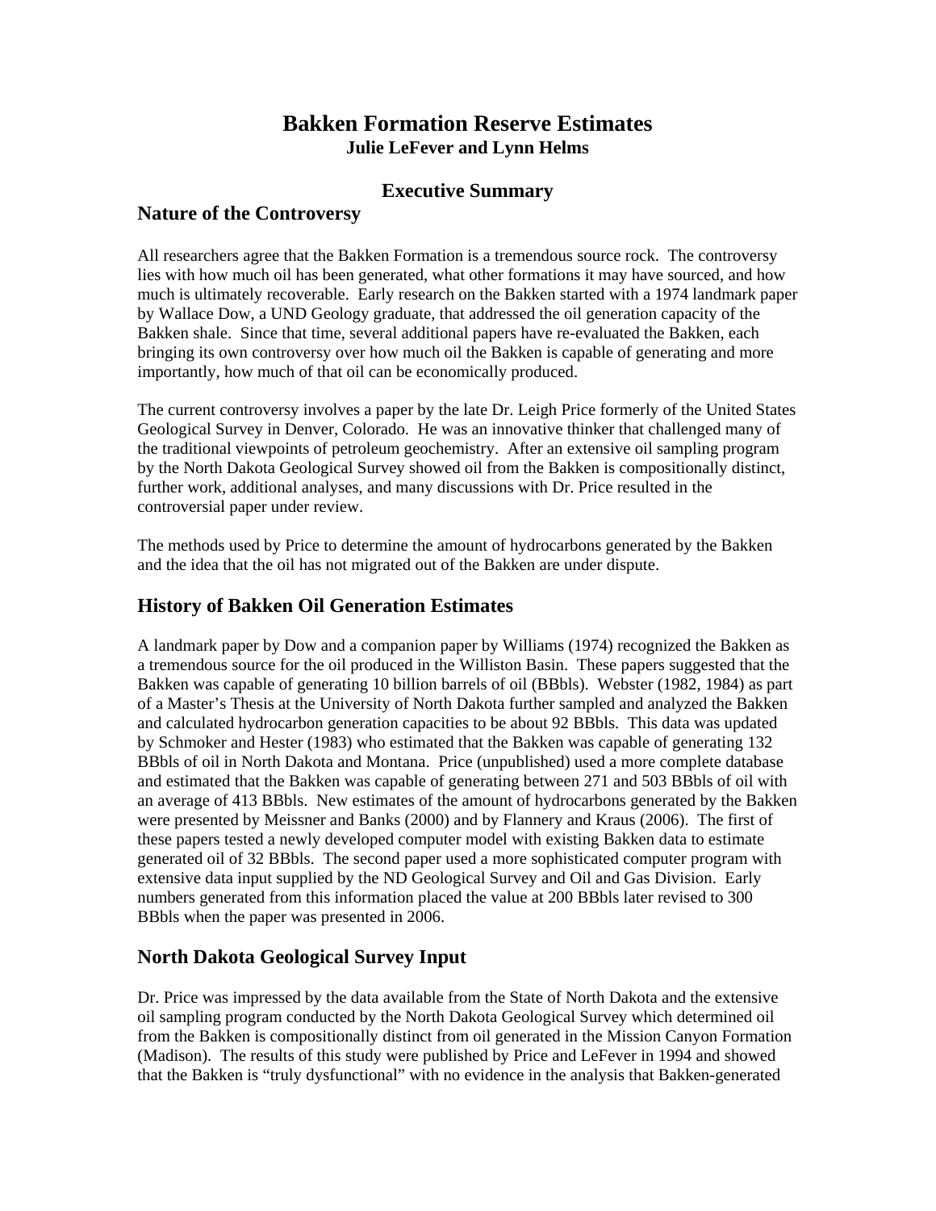# Bakken Formation Reserve Estimates

**Julie LeFever and Lynn Helms**

## Executive Summary

### Nature of the Controversy

All researchers agree that the Bakken Formation is a tremendous source rock. The controversy lies with how much oil has been generated, what other formations it may have sourced, and how much is ultimately recoverable. Early research on the Bakken started with a 1974 landmark paper by Wallace Dow, a UND Geology graduate, that addressed the oil generation capacity of the Bakken shale. Since that time, several additional papers have re-evaluated the Bakken, each bringing its own controversy over how much oil the Bakken is capable of generating and more importantly, how much of that oil can be economically produced.

The current controversy involves a paper by the late Dr. Leigh Price formerly of the United States Geological Survey in Denver, Colorado. He was an innovative thinker that challenged many of the traditional viewpoints of petroleum geochemistry. After an extensive oil sampling program by the North Dakota Geological Survey showed oil from the Bakken is compositionally distinct, further work, additional analyses, and many discussions with Dr. Price resulted in the controversial paper under review.

The methods used by Price to determine the amount of hydrocarbons generated by the Bakken and the idea that the oil has not migrated out of the Bakken are under dispute.

### History of Bakken Oil Generation Estimates

A landmark paper by Dow and a companion paper by Williams (1974) recognized the Bakken as a tremendous source for the oil produced in the Williston Basin. These papers suggested that the Bakken was capable of generating 10 billion barrels of oil (BBbls). Webster (1982, 1984) as part of a Master's Thesis at the University of North Dakota further sampled and analyzed the Bakken and calculated hydrocarbon generation capacities to be about 92 BBbls. This data was updated by Schmoker and Hester (1983) who estimated that the Bakken was capable of generating 132 BBbls of oil in North Dakota and Montana. Price (unpublished) used a more complete database and estimated that the Bakken was capable of generating between 271 and 503 BBbls of oil with an average of 413 BBbls. New estimates of the amount of hydrocarbons generated by the Bakken were presented by Meissner and Banks (2000) and by Flannery and Kraus (2006). The first of these papers tested a newly developed computer model with existing Bakken data to estimate generated oil of 32 BBbls. The second paper used a more sophisticated computer program with extensive data input supplied by the ND Geological Survey and Oil and Gas Division. Early numbers generated from this information placed the value at 200 BBbls later revised to 300 BBbls when the paper was presented in 2006.

### North Dakota Geological Survey Input

Dr. Price was impressed by the data available from the State of North Dakota and the extensive oil sampling program conducted by the North Dakota Geological Survey which determined oil from the Bakken is compositionally distinct from oil generated in the Mission Canyon Formation (Madison). The results of this study were published by Price and LeFever in 1994 and showed that the Bakken is "truly dysfunctional" with no evidence in the analysis that Bakken-generated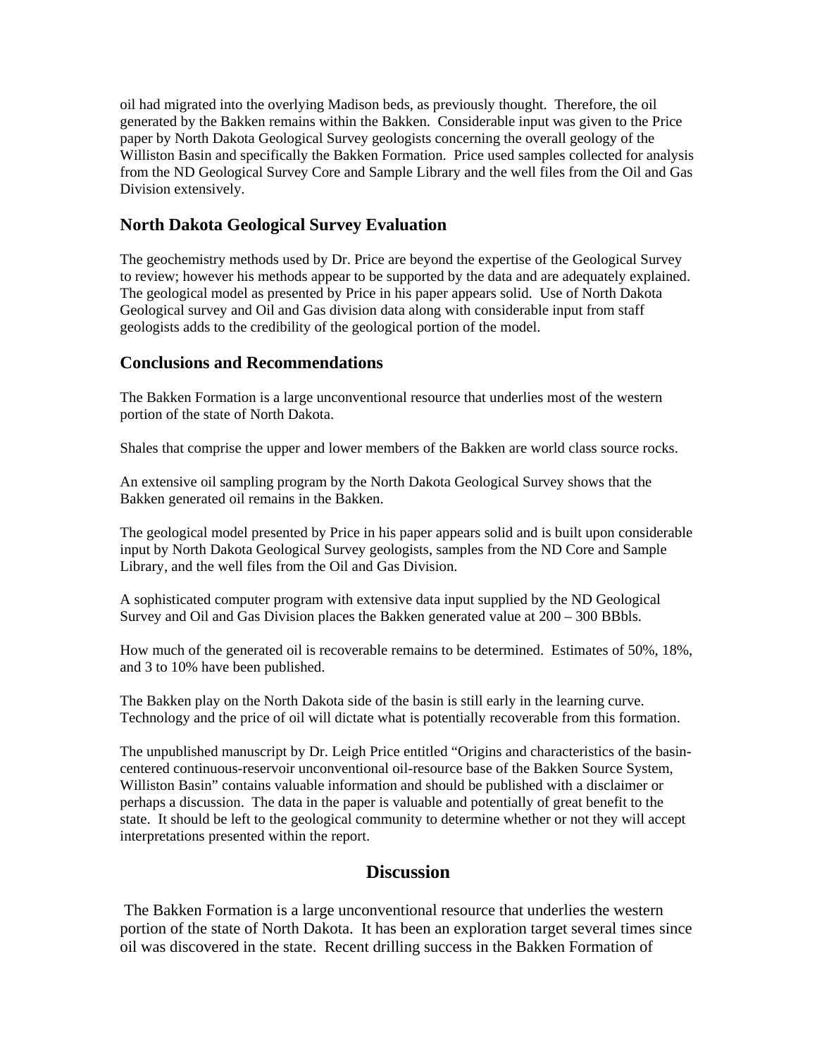oil had migrated into the overlying Madison beds, as previously thought. Therefore, the oil generated by the Bakken remains within the Bakken. Considerable input was given to the Price paper by North Dakota Geological Survey geologists concerning the overall geology of the Williston Basin and specifically the Bakken Formation. Price used samples collected for analysis from the ND Geological Survey Core and Sample Library and the well files from the Oil and Gas Division extensively.

## North Dakota Geological Survey Evaluation

The geochemistry methods used by Dr. Price are beyond the expertise of the Geological Survey to review; however his methods appear to be supported by the data and are adequately explained. The geological model as presented by Price in his paper appears solid. Use of North Dakota Geological survey and Oil and Gas division data along with considerable input from staff geologists adds to the credibility of the geological portion of the model.

## Conclusions and Recommendations

The Bakken Formation is a large unconventional resource that underlies most of the western portion of the state of North Dakota.

Shales that comprise the upper and lower members of the Bakken are world class source rocks.

An extensive oil sampling program by the North Dakota Geological Survey shows that the Bakken generated oil remains in the Bakken.

The geological model presented by Price in his paper appears solid and is built upon considerable input by North Dakota Geological Survey geologists, samples from the ND Core and Sample Library, and the well files from the Oil and Gas Division.

A sophisticated computer program with extensive data input supplied by the ND Geological Survey and Oil and Gas Division places the Bakken generated value at 200 – 300 BBbls.

How much of the generated oil is recoverable remains to be determined. Estimates of 50%, 18%, and 3 to 10% have been published.

The Bakken play on the North Dakota side of the basin is still early in the learning curve. Technology and the price of oil will dictate what is potentially recoverable from this formation.

The unpublished manuscript by Dr. Leigh Price entitled "Origins and characteristics of the basin-centered continuous-reservoir unconventional oil-resource base of the Bakken Source System, Williston Basin" contains valuable information and should be published with a disclaimer or perhaps a discussion. The data in the paper is valuable and potentially of great benefit to the state. It should be left to the geological community to determine whether or not they will accept interpretations presented within the report.

# Discussion

The Bakken Formation is a large unconventional resource that underlies the western portion of the state of North Dakota. It has been an exploration target several times since oil was discovered in the state. Recent drilling success in the Bakken Formation of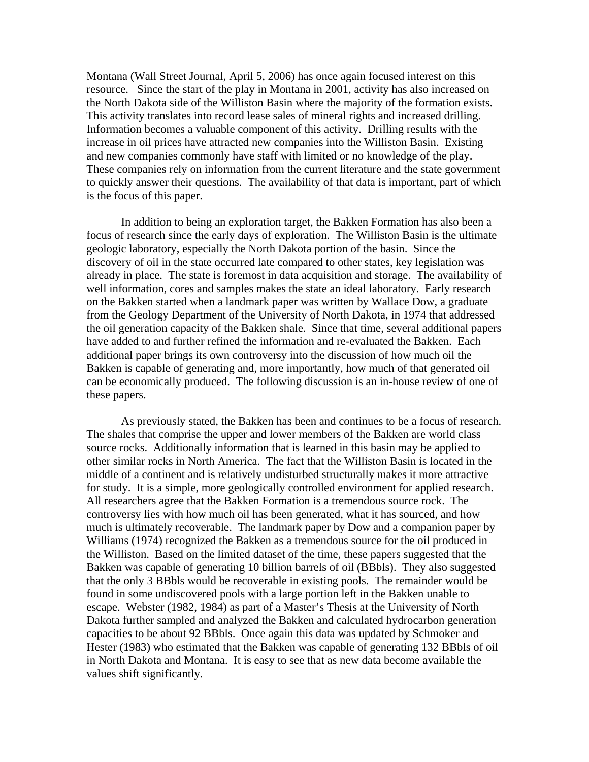Montana (Wall Street Journal, April 5, 2006) has once again focused interest on this resource. Since the start of the play in Montana in 2001, activity has also increased on the North Dakota side of the Williston Basin where the majority of the formation exists. This activity translates into record lease sales of mineral rights and increased drilling. Information becomes a valuable component of this activity. Drilling results with the increase in oil prices have attracted new companies into the Williston Basin. Existing and new companies commonly have staff with limited or no knowledge of the play. These companies rely on information from the current literature and the state government to quickly answer their questions. The availability of that data is important, part of which is the focus of this paper.

In addition to being an exploration target, the Bakken Formation has also been a focus of research since the early days of exploration. The Williston Basin is the ultimate geologic laboratory, especially the North Dakota portion of the basin. Since the discovery of oil in the state occurred late compared to other states, key legislation was already in place. The state is foremost in data acquisition and storage. The availability of well information, cores and samples makes the state an ideal laboratory. Early research on the Bakken started when a landmark paper was written by Wallace Dow, a graduate from the Geology Department of the University of North Dakota, in 1974 that addressed the oil generation capacity of the Bakken shale. Since that time, several additional papers have added to and further refined the information and re-evaluated the Bakken. Each additional paper brings its own controversy into the discussion of how much oil the Bakken is capable of generating and, more importantly, how much of that generated oil can be economically produced. The following discussion is an in-house review of one of these papers.

As previously stated, the Bakken has been and continues to be a focus of research. The shales that comprise the upper and lower members of the Bakken are world class source rocks. Additionally information that is learned in this basin may be applied to other similar rocks in North America. The fact that the Williston Basin is located in the middle of a continent and is relatively undisturbed structurally makes it more attractive for study. It is a simple, more geologically controlled environment for applied research. All researchers agree that the Bakken Formation is a tremendous source rock. The controversy lies with how much oil has been generated, what it has sourced, and how much is ultimately recoverable. The landmark paper by Dow and a companion paper by Williams (1974) recognized the Bakken as a tremendous source for the oil produced in the Williston. Based on the limited dataset of the time, these papers suggested that the Bakken was capable of generating 10 billion barrels of oil (BBbls). They also suggested that the only 3 BBbls would be recoverable in existing pools. The remainder would be found in some undiscovered pools with a large portion left in the Bakken unable to escape. Webster (1982, 1984) as part of a Master's Thesis at the University of North Dakota further sampled and analyzed the Bakken and calculated hydrocarbon generation capacities to be about 92 BBbls. Once again this data was updated by Schmoker and Hester (1983) who estimated that the Bakken was capable of generating 132 BBbls of oil in North Dakota and Montana. It is easy to see that as new data become available the values shift significantly.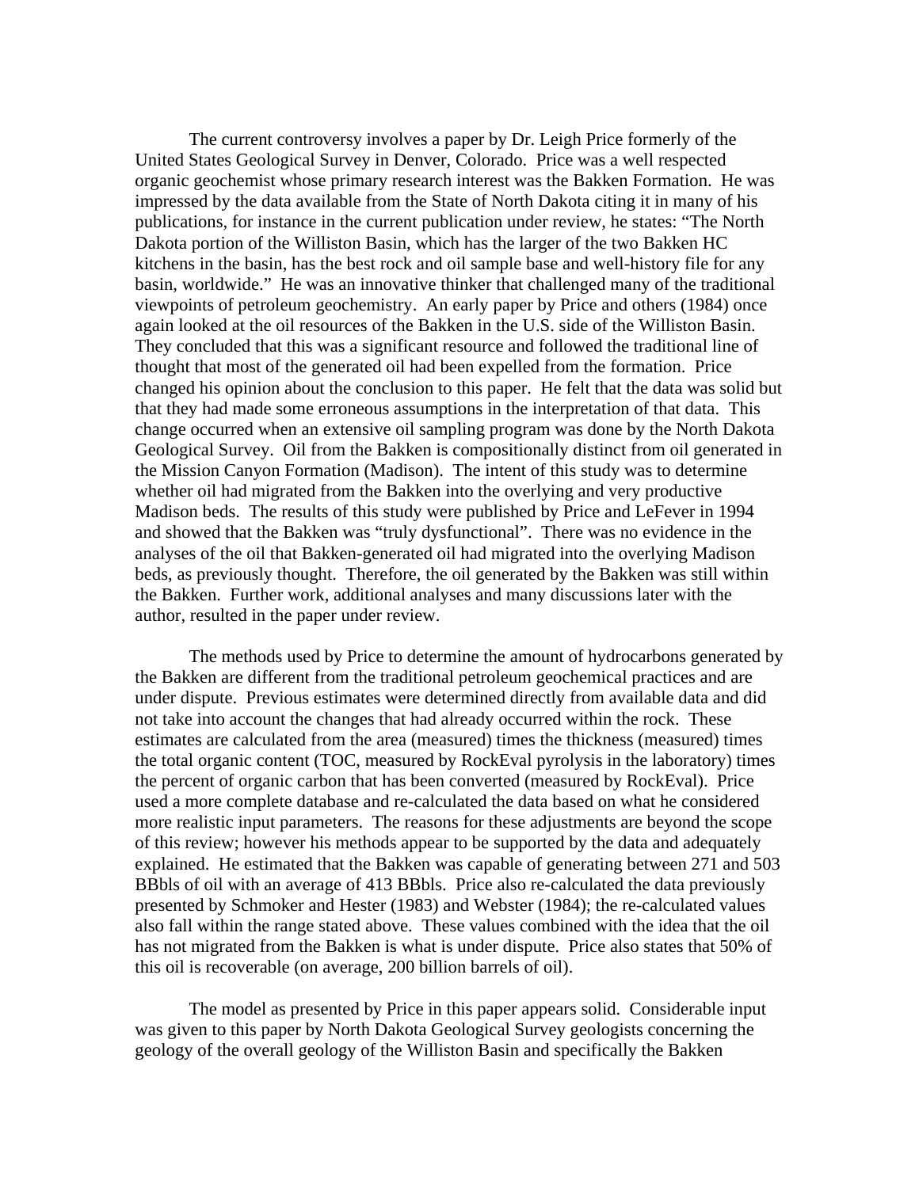The current controversy involves a paper by Dr. Leigh Price formerly of the United States Geological Survey in Denver, Colorado. Price was a well respected organic geochemist whose primary research interest was the Bakken Formation. He was impressed by the data available from the State of North Dakota citing it in many of his publications, for instance in the current publication under review, he states: "The North Dakota portion of the Williston Basin, which has the larger of the two Bakken HC kitchens in the basin, has the best rock and oil sample base and well-history file for any basin, worldwide." He was an innovative thinker that challenged many of the traditional viewpoints of petroleum geochemistry. An early paper by Price and others (1984) once again looked at the oil resources of the Bakken in the U.S. side of the Williston Basin. They concluded that this was a significant resource and followed the traditional line of thought that most of the generated oil had been expelled from the formation. Price changed his opinion about the conclusion to this paper. He felt that the data was solid but that they had made some erroneous assumptions in the interpretation of that data. This change occurred when an extensive oil sampling program was done by the North Dakota Geological Survey. Oil from the Bakken is compositionally distinct from oil generated in the Mission Canyon Formation (Madison). The intent of this study was to determine whether oil had migrated from the Bakken into the overlying and very productive Madison beds. The results of this study were published by Price and LeFever in 1994 and showed that the Bakken was "truly dysfunctional". There was no evidence in the analyses of the oil that Bakken-generated oil had migrated into the overlying Madison beds, as previously thought. Therefore, the oil generated by the Bakken was still within the Bakken. Further work, additional analyses and many discussions later with the author, resulted in the paper under review.

The methods used by Price to determine the amount of hydrocarbons generated by the Bakken are different from the traditional petroleum geochemical practices and are under dispute. Previous estimates were determined directly from available data and did not take into account the changes that had already occurred within the rock. These estimates are calculated from the area (measured) times the thickness (measured) times the total organic content (TOC, measured by RockEval pyrolysis in the laboratory) times the percent of organic carbon that has been converted (measured by RockEval). Price used a more complete database and re-calculated the data based on what he considered more realistic input parameters. The reasons for these adjustments are beyond the scope of this review; however his methods appear to be supported by the data and adequately explained. He estimated that the Bakken was capable of generating between 271 and 503 BBbls of oil with an average of 413 BBbls. Price also re-calculated the data previously presented by Schmoker and Hester (1983) and Webster (1984); the re-calculated values also fall within the range stated above. These values combined with the idea that the oil has not migrated from the Bakken is what is under dispute. Price also states that 50% of this oil is recoverable (on average, 200 billion barrels of oil).

The model as presented by Price in this paper appears solid. Considerable input was given to this paper by North Dakota Geological Survey geologists concerning the geology of the overall geology of the Williston Basin and specifically the Bakken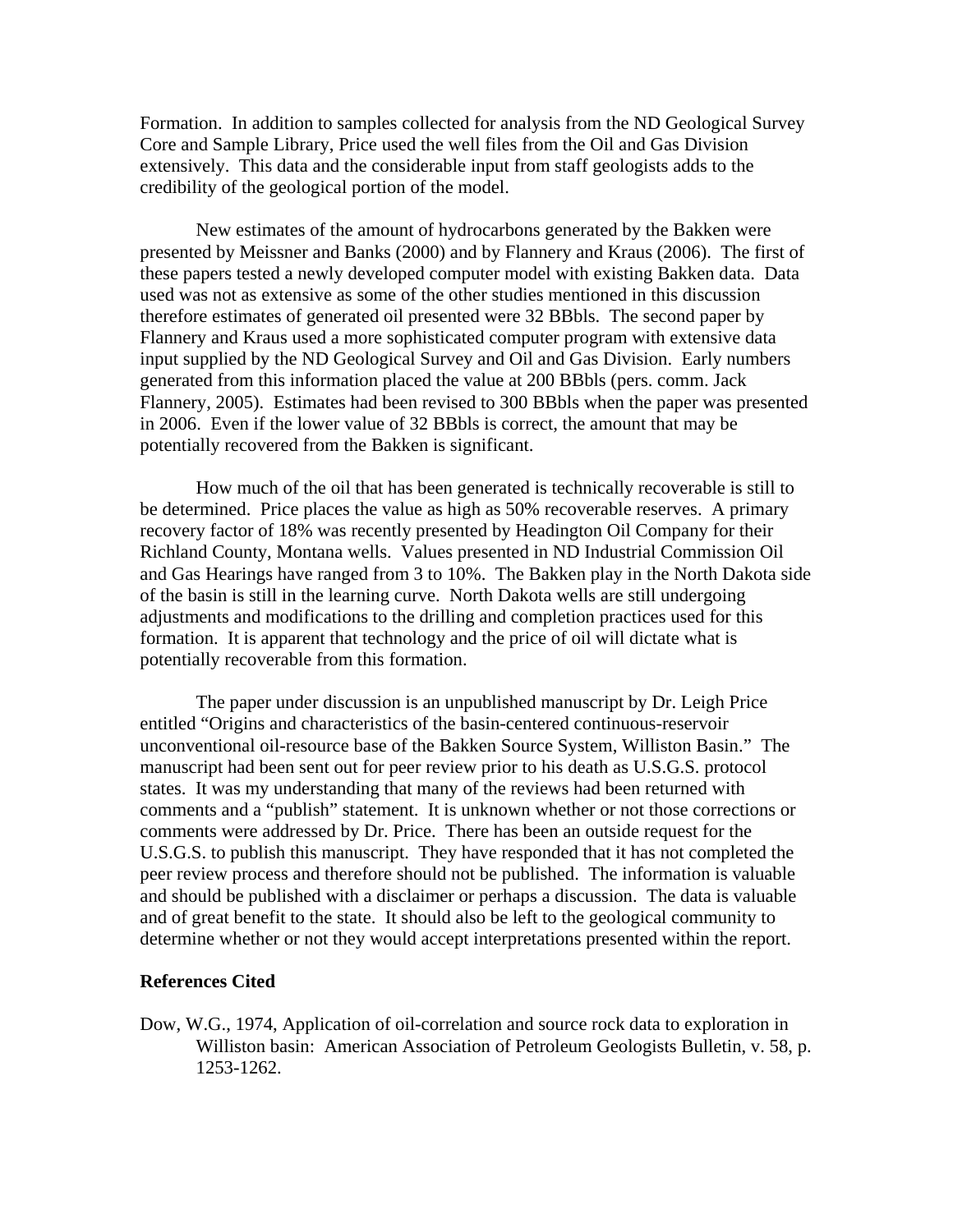Formation. In addition to samples collected for analysis from the ND Geological Survey Core and Sample Library, Price used the well files from the Oil and Gas Division extensively. This data and the considerable input from staff geologists adds to the credibility of the geological portion of the model.

New estimates of the amount of hydrocarbons generated by the Bakken were presented by Meissner and Banks (2000) and by Flannery and Kraus (2006). The first of these papers tested a newly developed computer model with existing Bakken data. Data used was not as extensive as some of the other studies mentioned in this discussion therefore estimates of generated oil presented were 32 BBbls. The second paper by Flannery and Kraus used a more sophisticated computer program with extensive data input supplied by the ND Geological Survey and Oil and Gas Division. Early numbers generated from this information placed the value at 200 BBbls (pers. comm. Jack Flannery, 2005). Estimates had been revised to 300 BBbls when the paper was presented in 2006. Even if the lower value of 32 BBbls is correct, the amount that may be potentially recovered from the Bakken is significant.

How much of the oil that has been generated is technically recoverable is still to be determined. Price places the value as high as 50% recoverable reserves. A primary recovery factor of 18% was recently presented by Headington Oil Company for their Richland County, Montana wells. Values presented in ND Industrial Commission Oil and Gas Hearings have ranged from 3 to 10%. The Bakken play in the North Dakota side of the basin is still in the learning curve. North Dakota wells are still undergoing adjustments and modifications to the drilling and completion practices used for this formation. It is apparent that technology and the price of oil will dictate what is potentially recoverable from this formation.

The paper under discussion is an unpublished manuscript by Dr. Leigh Price entitled "Origins and characteristics of the basin-centered continuous-reservoir unconventional oil-resource base of the Bakken Source System, Williston Basin." The manuscript had been sent out for peer review prior to his death as U.S.G.S. protocol states. It was my understanding that many of the reviews had been returned with comments and a "publish" statement. It is unknown whether or not those corrections or comments were addressed by Dr. Price. There has been an outside request for the U.S.G.S. to publish this manuscript. They have responded that it has not completed the peer review process and therefore should not be published. The information is valuable and should be published with a disclaimer or perhaps a discussion. The data is valuable and of great benefit to the state. It should also be left to the geological community to determine whether or not they would accept interpretations presented within the report.

**References Cited**

Dow, W.G., 1974, Application of oil-correlation and source rock data to exploration in Williston basin: American Association of Petroleum Geologists Bulletin, v. 58, p. 1253-1262.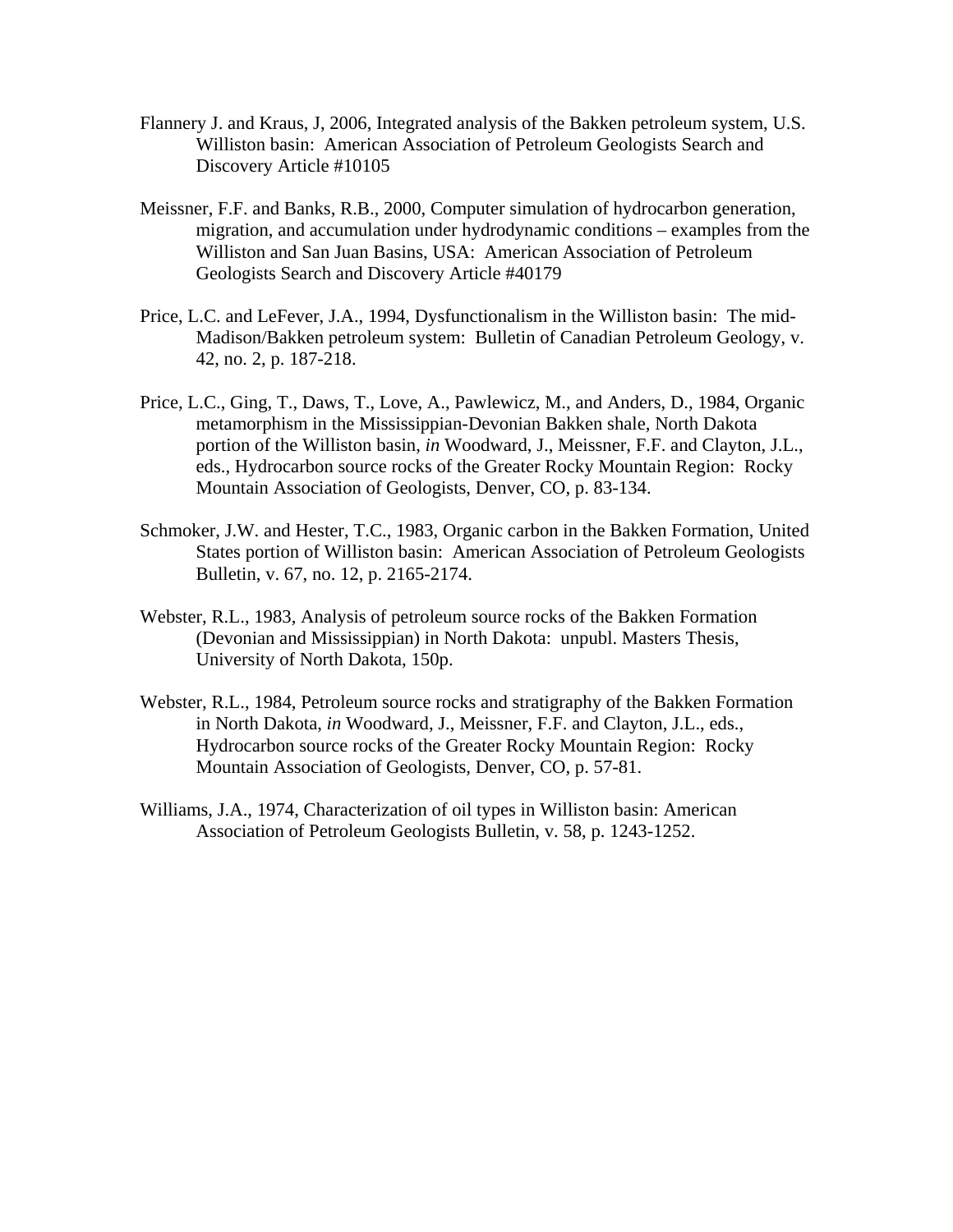Flannery J. and Kraus, J, 2006, Integrated analysis of the Bakken petroleum system, U.S. Williston basin: American Association of Petroleum Geologists Search and Discovery Article #10105

Meissner, F.F. and Banks, R.B., 2000, Computer simulation of hydrocarbon generation, migration, and accumulation under hydrodynamic conditions – examples from the Williston and San Juan Basins, USA: American Association of Petroleum Geologists Search and Discovery Article #40179

Price, L.C. and LeFever, J.A., 1994, Dysfunctionalism in the Williston basin: The mid-Madison/Bakken petroleum system: Bulletin of Canadian Petroleum Geology, v. 42, no. 2, p. 187-218.

Price, L.C., Ging, T., Daws, T., Love, A., Pawlewicz, M., and Anders, D., 1984, Organic metamorphism in the Mississippian-Devonian Bakken shale, North Dakota portion of the Williston basin, *in* Woodward, J., Meissner, F.F. and Clayton, J.L., eds., Hydrocarbon source rocks of the Greater Rocky Mountain Region: Rocky Mountain Association of Geologists, Denver, CO, p. 83-134.

Schmoker, J.W. and Hester, T.C., 1983, Organic carbon in the Bakken Formation, United States portion of Williston basin: American Association of Petroleum Geologists Bulletin, v. 67, no. 12, p. 2165-2174.

Webster, R.L., 1983, Analysis of petroleum source rocks of the Bakken Formation (Devonian and Mississippian) in North Dakota: unpubl. Masters Thesis, University of North Dakota, 150p.

Webster, R.L., 1984, Petroleum source rocks and stratigraphy of the Bakken Formation in North Dakota, *in* Woodward, J., Meissner, F.F. and Clayton, J.L., eds., Hydrocarbon source rocks of the Greater Rocky Mountain Region: Rocky Mountain Association of Geologists, Denver, CO, p. 57-81.

Williams, J.A., 1974, Characterization of oil types in Williston basin: American Association of Petroleum Geologists Bulletin, v. 58, p. 1243-1252.